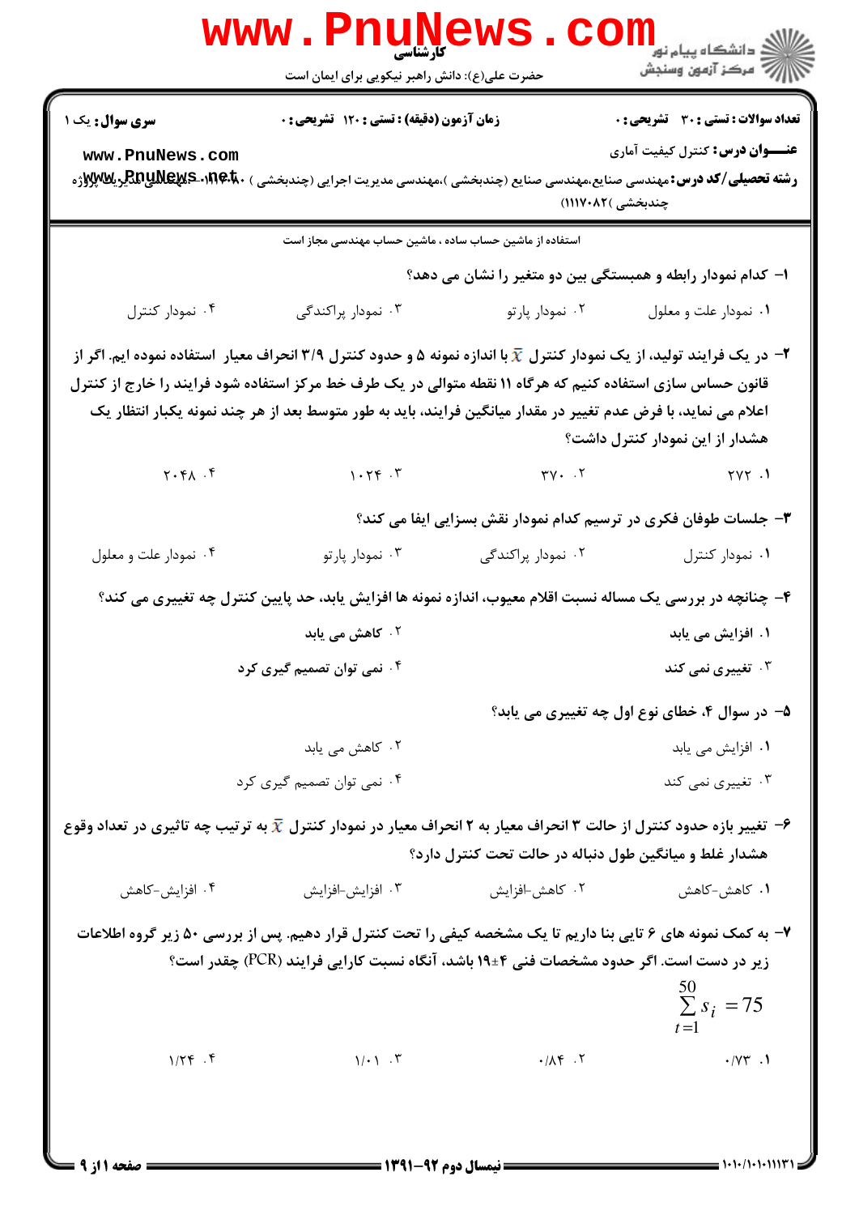کارشناسی

حضرت علی(ع): دانش راهبر نیکویی برای ایمان است

دانشگاه پیام نور
مرکز آزمون وسنجش

**سری سوال:** یک ۱ | **زمان آزمون (دقیقه) : تستی : ۱۲۰ تشریحی : ۰** | **تعداد سوالات : تستی : ۳۰ تشریحی : ۰**

**عنـــوان درس:** کنترل کیفیت آماری

**رشته تحصیلی/کد درس:** مهندسی صنایع،مهندسی صنایع (چندبخشی )،مهندسی مدیریت اجرایی (چندبخشی ) ۱۱۲۲۰۸۰ - ،مهندسی مدیریت پروژه چندبخشی )۱۱۱۷۰۸۲)

استفاده از ماشین حساب ساده ، ماشین حساب مهندسی مجاز است

۱- کدام نمودار رابطه و همبستگی بین دو متغیر را نشان می دهد؟

۱. نمودار علت و معلول
۲. نمودار پارتو
۳. نمودار پراکندگی
۴. نمودار کنترل

۲- در یک فرایند تولید، از یک نمودار کنترل $\bar{x}$ با اندازه نمونه ۵ و حدود کنترل ۳/۹ انحراف معیار استفاده نموده ایم. اگر از قانون حساس سازی استفاده کنیم که هرگاه ۱۱ نقطه متوالی در یک طرف خط مرکز استفاده شود فرایند را خارج از کنترل اعلام می نماید، با فرض عدم تغییر در مقدار میانگین فرایند، باید به طور متوسط بعد از هر چند نمونه یکبار انتظار یک هشدار از این نمودار کنترل داشت؟

۱. ۲۷۲
۲. ۳۷۰
۳. ۱۰۲۴
۴. ۲۰۴۸

۳- جلسات طوفان فکری در ترسیم کدام نمودار نقش بسزایی ایفا می کند؟

۱. نمودار کنترل
۲. نمودار پراکندگی
۳. نمودار پارتو
۴. نمودار علت و معلول

۴- چنانچه در بررسی یک مساله نسبت اقلام معیوب، اندازه نمونه ها افزایش یابد، حد پایین کنترل چه تغییری می کند؟

۱. افزایش می یابد
۲. کاهش می یابد
۳. تغییری نمی کند
۴. نمی توان تصمیم گیری کرد

۵- در سوال ۴، خطای نوع اول چه تغییری می یابد؟

۱. افزایش می یابد
۲. کاهش می یابد
۳. تغییری نمی کند
۴. نمی توان تصمیم گیری کرد

۶- تغییر بازه حدود کنترل از حالت ۳ انحراف معیار به ۲ انحراف معیار در نمودار کنترل $\bar{x}$ به ترتیب چه تاثیری در تعداد وقوع هشدار غلط و میانگین طول دنباله در حالت تحت کنترل دارد؟

۱. کاهش-کاهش
۲. کاهش-افزایش
۳. افزایش-افزایش
۴. افزایش-کاهش

۷- به کمک نمونه های ۶ تایی بنا داریم تا یک مشخصه کیفی را تحت کنترل قرار دهیم. پس از بررسی ۵۰ زیر گروه اطلاعات زیر در دست است. اگر حدود مشخصات فنی ۴±۱۹ باشد، آنگاه نسبت کارایی فرایند (PCR) چقدر است؟

$$\sum_{t=1}^{50} s_i = 75$$

۱. ۰/۷۳
۲. ۰/۸۴
۳. ۱/۰۱
۴. ۱/۲۴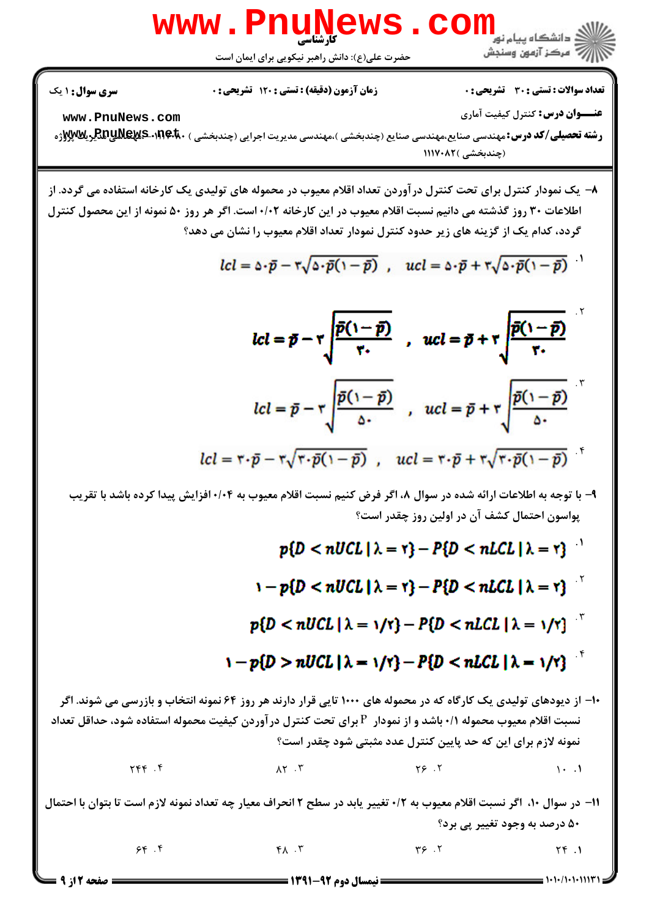**سری سوال:** ۱ یک

**زمان آزمون (دقیقه) : تستی :** ۱۲۰ **تشریحی :** ۰

**تعداد سوالات : تستی :** ۳۰ **تشریحی :** ۰

**عنـــوان درس:** کنترل کیفیت آماری

**رشته تحصیلی/کد درس:** مهندسی صنایع،مهندسی صنایع (چندبخشی )،مهندسی مدیریت اجرایی (چندبخشی ) ۱۱۲۲۰۸۰ - ،مهندسی مدیریت پروژه (چندبخشی )۱۱۱۷۰۸۲

۸- یک نمودار کنترل برای تحت کنترل درآوردن تعداد اقلام معیوب در محموله های تولیدی یک کارخانه استفاده می گردد. از اطلاعات ۳۰ روز گذشته می دانیم نسبت اقلام معیوب در این کارخانه ۰/۰۲ است. اگر هر روز ۵۰ نمونه از این محصول کنترل گردد، کدام یک از گزینه های زیر حدود کنترل نمودار تعداد اقلام معیوب را نشان می دهد؟

۱. $lcl = 50\bar{p} - 3\sqrt{50\bar{p}(1-\bar{p})} \;,\; ucl = 50\bar{p} + 3\sqrt{50\bar{p}(1-\bar{p})}$

۲. $lcl = \bar{p} - 3\sqrt{\dfrac{\bar{p}(1-\bar{p})}{30}} \;,\; ucl = \bar{p} + 3\sqrt{\dfrac{\bar{p}(1-\bar{p})}{30}}$

۳. $lcl = \bar{p} - 3\sqrt{\dfrac{\bar{p}(1-\bar{p})}{50}} \;,\; ucl = \bar{p} + 3\sqrt{\dfrac{\bar{p}(1-\bar{p})}{50}}$

۴. $lcl = 30\bar{p} - 3\sqrt{30\bar{p}(1-\bar{p})} \;,\; ucl = 30\bar{p} + 3\sqrt{30\bar{p}(1-\bar{p})}$

۹- با توجه به اطلاعات ارائه شده در سوال ۸، اگر فرض کنیم نسبت اقلام معیوب به ۰/۰۴ افزایش پیدا کرده باشد با تقریب پواسون احتمال کشف آن در اولین روز چقدر است؟

۱. $p\{D < nUCL \mid \lambda = 2\} - P\{D < nLCL \mid \lambda = 2\}$

۲. $1 - p\{D < nUCL \mid \lambda = 2\} - P\{D < nLCL \mid \lambda = 2\}$

۳. $p\{D < nUCL \mid \lambda = 1/2\} - P\{D < nLCL \mid \lambda = 1/2\}$

۴. $1 - p\{D > nUCL \mid \lambda = 1/2\} - P\{D < nLCL \mid \lambda = 1/2\}$

۱۰- از دیودهای تولیدی یک کارگاه که در محموله های ۱۰۰۰ تایی قرار دارند هر روز ۶۴ نمونه انتخاب و بازرسی می شوند. اگر نسبت اقلام معیوب محموله ۰/۱ باشد و از نمودار P برای تحت کنترل درآوردن کیفیت محموله استفاده شود، حداقل تعداد نمونه لازم برای این که حد پایین کنترل عدد مثبتی شود چقدر است؟

۱. ۱۰ &nbsp;&nbsp;&nbsp; ۲. ۲۶ &nbsp;&nbsp;&nbsp; ۳. ۸۲ &nbsp;&nbsp;&nbsp; ۴. ۲۴۴

۱۱- در سوال ۱۰، اگر نسبت اقلام معیوب به ۰/۲ تغییر یابد در سطح ۲ انحراف معیار چه تعداد نمونه لازم است تا بتوان با احتمال ۵۰ درصد به وجود تغییر پی برد؟

۱. ۲۴ &nbsp;&nbsp;&nbsp; ۲. ۳۶ &nbsp;&nbsp;&nbsp; ۳. ۴۸ &nbsp;&nbsp;&nbsp; ۴. ۶۴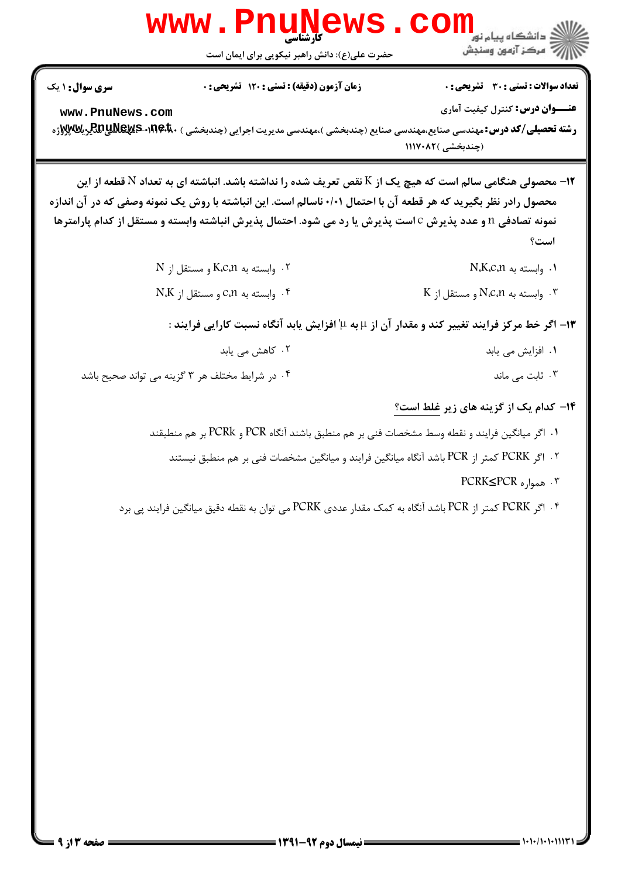**سری سوال:** ۱ یک

**زمان آزمون (دقیقه) : تستی :** ۱۲۰ **تشریحی :** ۰

**تعداد سوالات : تستی :** ۳۰ **تشریحی :** ۰

**عنـــوان درس:** کنترل کیفیت آماری

**رشته تحصیلی/کد درس:** مهندسی صنایع،مهندسی صنایع (چندبخشی )،مهندسی مدیریت اجرایی (چندبخشی ) ۱۱۲۲۰۸۰ - ،مهندسی مدیریت پروژه (چندبخشی )۱۱۱۷۰۸۲

۱۲- محصولی هنگامی سالم است که هیچ یک از K نقص تعریف شده را نداشته باشد. انباشته ای به تعداد N قطعه از این محصول رادر نظر بگیرید که هر قطعه آن با احتمال ۰/۰۱ ناسالم است. این انباشته با روش یک نمونه وصفی که در آن اندازه نمونه تصادفی n و عدد پذیرش c است پذیرش یا رد می شود. احتمال پذیرش انباشته وابسته و مستقل از کدام پارامترها است؟

۱. وابسته به N،K،c،n

۲. وابسته به K،c،n و مستقل از N

۳. وابسته به N،c،n و مستقل از K

۴. وابسته به c،n و مستقل از N،K

۱۳- اگر خط مرکز فرایند تغییر کند و مقدار آن از $\mu$ به $\mu'$ افزایش یابد آنگاه نسبت کارایی فرایند :

۱. افزایش می یابد

۲. کاهش می یابد

۳. ثابت می ماند

۴. در شرایط مختلف هر ۳ گزینه می تواند صحیح باشد

۱۴- کدام یک از گزینه های زیر غلط است؟

۱. اگر میانگین فرایند و نقطه وسط مشخصات فنی بر هم منطبق باشند آنگاه PCR و PCRk بر هم منطبقند

۲. اگر PCRK کمتر از PCR باشد آنگاه میانگین فرایند و میانگین مشخصات فنی بر هم منطبق نیستند

۳. همواره PCRK≤PCR

۴. اگر PCRK کمتر از PCR باشد آنگاه به کمک مقدار عددی PCRK می توان به نقطه دقیق میانگین فرایند پی برد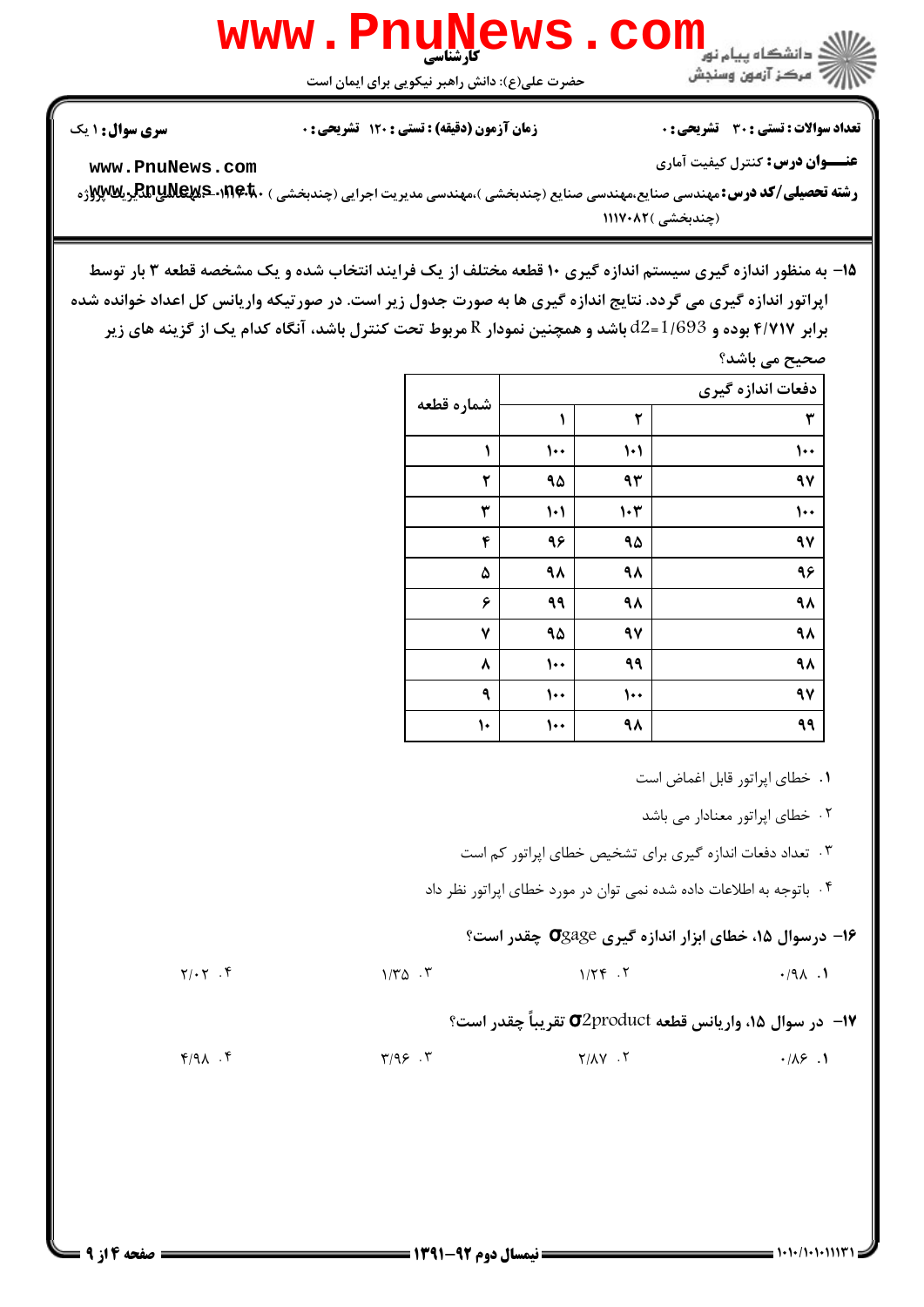**سری سوال:** ۱ یک

**زمان آزمون (دقیقه) : تستی : ۱۲۰ تشریحی : ۰**

**تعداد سوالات : تستی : ۳۰ تشریحی : ۰**

**عنـــوان درس:** کنترل کیفیت آماری

**رشته تحصیلی/کد درس:** مهندسی صنایع،مهندسی صنایع (چندبخشی )،مهندسی مدیریت اجرایی (چندبخشی ) ۱۱۲۲۰۱۰ - ،مهندسی مدیریت پروژه (چندبخشی )۱۱۱۷۰۸۲

۱۵- به منظور اندازه گیری سیستم اندازه گیری ۱۰ قطعه مختلف از یک فرایند انتخاب شده و یک مشخصه قطعه ۳ بار توسط اپراتور اندازه گیری می گردد. نتایج اندازه گیری ها به صورت جدول زیر است. در صورتیکه واریانس کل اعداد خوانده شده برابر ۴/۷۱۷ بوده و $d2=1/693$ باشد و همچنین نمودار R مربوط تحت کنترل باشد، آنگاه کدام یک از گزینه های زیر صحیح می باشد؟

| شماره قطعه | دفعات اندازه گیری | | |
|---|---|---|---|
| | ۱ | ۲ | ۳ |
| ۱ | ۱۰۰ | ۱۰۱ | ۱۰۰ |
| ۲ | ۹۵ | ۹۳ | ۹۷ |
| ۳ | ۱۰۱ | ۱۰۳ | ۱۰۰ |
| ۴ | ۹۶ | ۹۵ | ۹۷ |
| ۵ | ۹۸ | ۹۸ | ۹۶ |
| ۶ | ۹۹ | ۹۸ | ۹۸ |
| ۷ | ۹۵ | ۹۷ | ۹۸ |
| ۸ | ۱۰۰ | ۹۹ | ۹۸ |
| ۹ | ۱۰۰ | ۱۰۰ | ۹۷ |
| ۱۰ | ۱۰۰ | ۹۸ | ۹۹ |

۱. خطای اپراتور قابل اغماض است

۲. خطای اپراتور معنادار می باشد

۳. تعداد دفعات اندازه گیری برای تشخیص خطای اپراتور کم است

۴. باتوجه به اطلاعات داده شده نمی توان در مورد خطای اپراتور نظر داد

۱۶- درسوال ۱۵، خطای ابزار اندازه گیری $\sigma_{gage}$ چقدر است؟

۱. ۰/۹۸ ۲. ۱/۲۴ ۳. ۱/۳۵ ۴. ۲/۰۲

۱۷- در سوال ۱۵، واریانس قطعه $\sigma^2_{product}$ تقریباً چقدر است؟

۱. ۰/۸۶ ۲. ۲/۸۷ ۳. ۳/۹۶ ۴. ۴/۹۸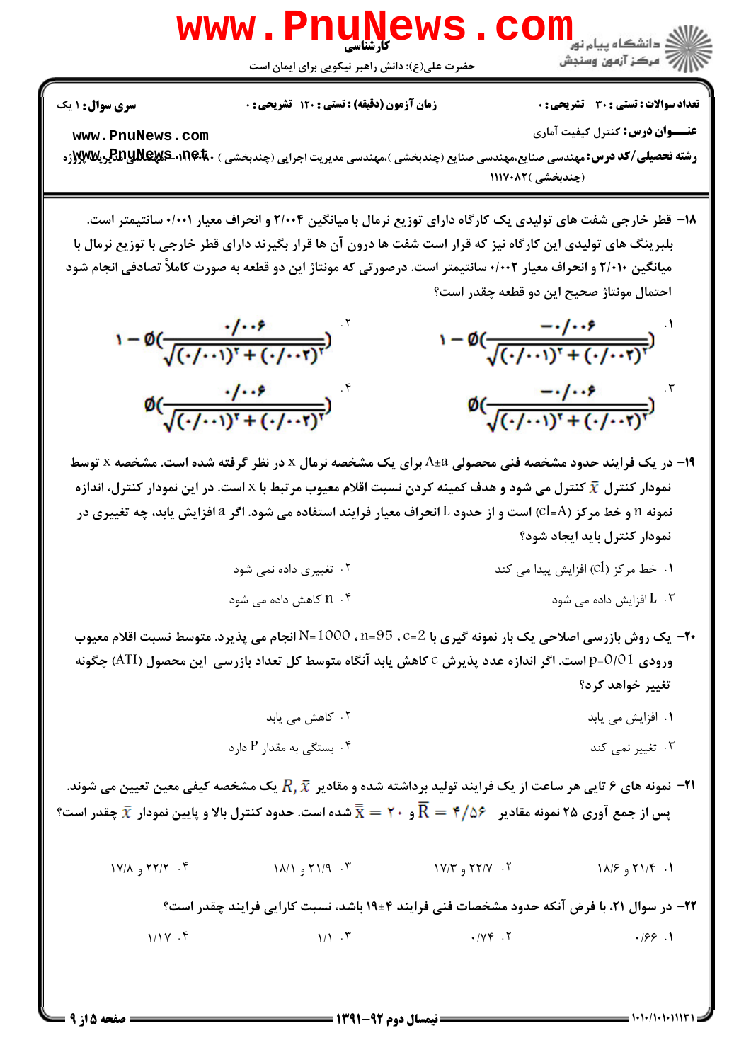**سری سوال:** ۱ یک

**زمان آزمون (دقیقه) : تستی : ۱۲۰ تشریحی : ۰**

**تعداد سوالات : تستی : ۳۰ تشریحی : ۰**

**عنـــوان درس:** کنترل کیفیت آماری

**رشته تحصیلی/کد درس:** مهندسی صنایع،مهندسی صنایع (چندبخشی )،مهندسی مدیریت اجرایی (چندبخشی ) ۱۱۲۲۰۸۰ - ،کارشناسی مدیریت پروژه (چندبخشی )۱۱۱۷۰۸۲

۱۸- قطر خارجی شفت های تولیدی یک کارگاه دارای توزیع نرمال با میانگین ۲/۰۰۴ و انحراف معیار ۰/۰۰۱ سانتیمتر است. بلبرینگ های تولیدی این کارگاه نیز که قرار است شفت ها درون آن ها قرار بگیرند دارای قطر خارجی با توزیع نرمال با میانگین ۲/۰۱۰ و انحراف معیار ۰/۰۰۲ سانتیمتر است. درصورتی که مونتاژ این دو قطعه به صورت کاملاً تصادفی انجام شود احتمال مونتاژ صحیح این دو قطعه چقدر است؟

۱. $1-\emptyset\left(\frac{-0/006}{\sqrt{(0/001)^2+(0/002)^2}}\right)$

۲. $1-\emptyset\left(\frac{0/006}{\sqrt{(0/001)^2+(0/002)^2}}\right)$

۳. $\emptyset\left(\frac{-0/006}{\sqrt{(0/001)^2+(0/002)^2}}\right)$

۴. $\emptyset\left(\frac{0/006}{\sqrt{(0/001)^2+(0/002)^2}}\right)$

۱۹- در یک فرایند حدود مشخصه فنی محصولی A±a برای یک مشخصه نرمال x در نظر گرفته شده است. مشخصه x توسط نمودار کنترل $\bar{x}$ کنترل می شود و هدف کمینه کردن نسبت اقلام معیوب مرتبط با x است. در این نمودار کنترل، اندازه نمونه n و خط مرکز (cl=A) است و از حدود L انحراف معیار فرایند استفاده می شود. اگر a افزایش یابد، چه تغییری در نمودار کنترل باید ایجاد شود؟

۱. خط مرکز (cl) افزایش پیدا می کند

۲. تغییری داده نمی شود

۳. L افزایش داده می شود

۴. n کاهش داده می شود

۲۰- یک روش بازرسی اصلاحی یک بار نمونه گیری با c=2 ، n=95 ، N=1000 انجام می پذیرد. متوسط نسبت اقلام معیوب ورودی p=0/01 است. اگر اندازه عدد پذیرش c کاهش یابد آنگاه متوسط کل تعداد بازرسی این محصول (ATI) چگونه تغییر خواهد کرد؟

۱. افزایش می یابد

۲. کاهش می یابد

۳. تغییر نمی کند

۴. بستگی به مقدار P دارد

۲۱- نمونه های ۶ تایی هر ساعت از یک فرایند تولید برداشته شده و مقادیر $R, \bar{x}$ یک مشخصه کیفی معین تعیین می شوند. پس از جمع آوری ۲۵ نمونه مقادیر $\bar{R}=4/56$ و $\bar{\bar{x}}=20$ شده است. حدود کنترل بالا و پایین نمودار $\bar{x}$ چقدر است؟

۱. ۲۱/۴ و ۱۸/۶

۲. ۲۲/۷ و ۱۷/۳

۳. ۲۱/۹ و ۱۸/۱

۴. ۲۲/۲ و ۱۷/۸

۲۲- در سوال ۲۱، با فرض آنکه حدود مشخصات فنی فرایند ۴±۱۹ باشد، نسبت کارایی فرایند چقدر است؟

۱. ۰/۶۶

۲. ۰/۷۴

۳. ۱/۱

۴. ۱/۱۷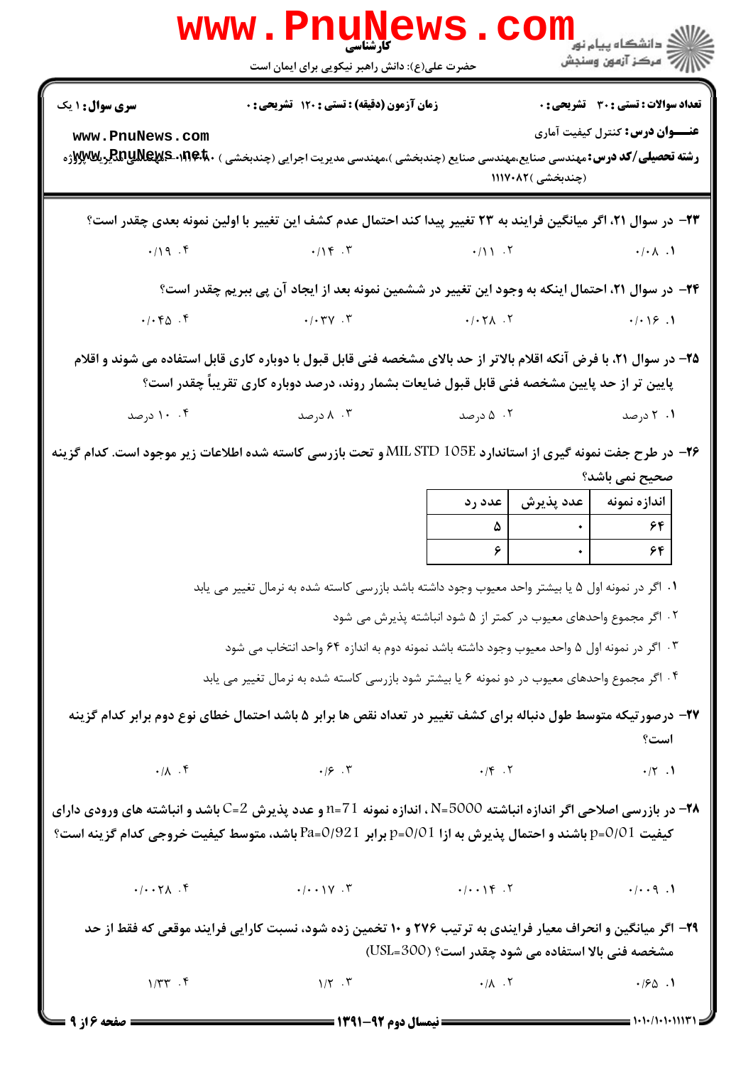**سری سوال:** ۱ یک

**زمان آزمون (دقیقه) : تستی : ۱۲۰ تشریحی : ۰**

**تعداد سوالات : تستی : ۳۰ تشریحی : ۰**

**عنـــوان درس:** کنترل کیفیت آماری

**رشته تحصیلی/کد درس:** مهندسی صنایع،مهندسی صنایع (چندبخشی )،مهندسی مدیریت اجرایی (چندبخشی ) ۱۱۲۲۰۸۰ - ،مهندسی مدیریت پروژه (چندبخشی )۱۱۱۷۰۸۲

۲۳- در سوال ۲۱، اگر میانگین فرایند به ۲۳ تغییر پیدا کند احتمال عدم کشف این تغییر با اولین نمونه بعدی چقدر است؟

۱. ۰/۰۸
۲. ۰/۱۱
۳. ۰/۱۴
۴. ۰/۱۹

۲۴- در سوال ۲۱، احتمال اینکه به وجود این تغییر در ششمین نمونه بعد از ایجاد آن پی ببریم چقدر است؟

۱. ۰/۰۱۶
۲. ۰/۰۲۸
۳. ۰/۰۳۷
۴. ۰/۰۴۵

۲۵- در سوال ۲۱، با فرض آنکه اقلام بالاتر از حد بالای مشخصه فنی قابل قبول با دوباره کاری قابل استفاده می شوند و اقلام پایین تر از حد پایین مشخصه فنی قابل قبول ضایعات بشمار روند، درصد دوباره کاری تقریباً چقدر است؟

۱. ۲ درصد
۲. ۵ درصد
۳. ۸ درصد
۴. ۱۰ درصد

۲۶- در طرح جفت نمونه گیری از استاندارد MIL STD 105E و تحت بازرسی کاسته شده اطلاعات زیر موجود است. کدام گزینه صحیح نمی باشد؟

| اندازه نمونه | عدد پذیرش | عدد رد |
| --- | --- | --- |
| ۶۴ | ۰ | ۵ |
| ۶۴ | ۰ | ۶ |

۱. اگر در نمونه اول ۵ یا بیشتر واحد معیوب وجود داشته باشد بازرسی کاسته شده به نرمال تغییر می یابد
۲. اگر مجموع واحدهای معیوب در کمتر از ۵ شود انباشته پذیرش می شود
۳. اگر در نمونه اول ۵ واحد معیوب وجود داشته باشد نمونه دوم به اندازه ۶۴ واحد انتخاب می شود
۴. اگر مجموع واحدهای معیوب در دو نمونه ۶ یا بیشتر شود بازرسی کاسته شده به نرمال تغییر می یابد

۲۷- درصورتیکه متوسط طول دنباله برای کشف تغییر در تعداد نقص ها برابر ۵ باشد احتمال خطای نوع دوم برابر کدام گزینه است؟

۱. ۰/۲
۲. ۰/۴
۳. ۰/۶
۴. ۰/۸

۲۸- در بازرسی اصلاحی اگر اندازه انباشته $N=5000$ ، اندازه نمونه $n=71$ و عدد پذیرش $C=2$ باشد و انباشته های ورودی دارای کیفیت $p=0/01$ باشند و احتمال پذیرش به ازا $p=0/01$ برابر $Pa=0/921$ باشد، متوسط کیفیت خروجی کدام گزینه است؟

۱. ۰/۰۰۹
۲. ۰/۰۰۱۴
۳. ۰/۰۰۱۷
۴. ۰/۰۰۲۸

۲۹- اگر میانگین و انحراف معیار فرایندی به ترتیب ۲۷۶ و ۱۰ تخمین زده شود، نسبت کارایی فرایند موقعی که فقط از حد مشخصه فنی بالا استفاده می شود چقدر است؟ $(USL=300)$

۱. ۰/۶۵
۲. ۰/۸
۳. ۱/۲
۴. ۱/۳۳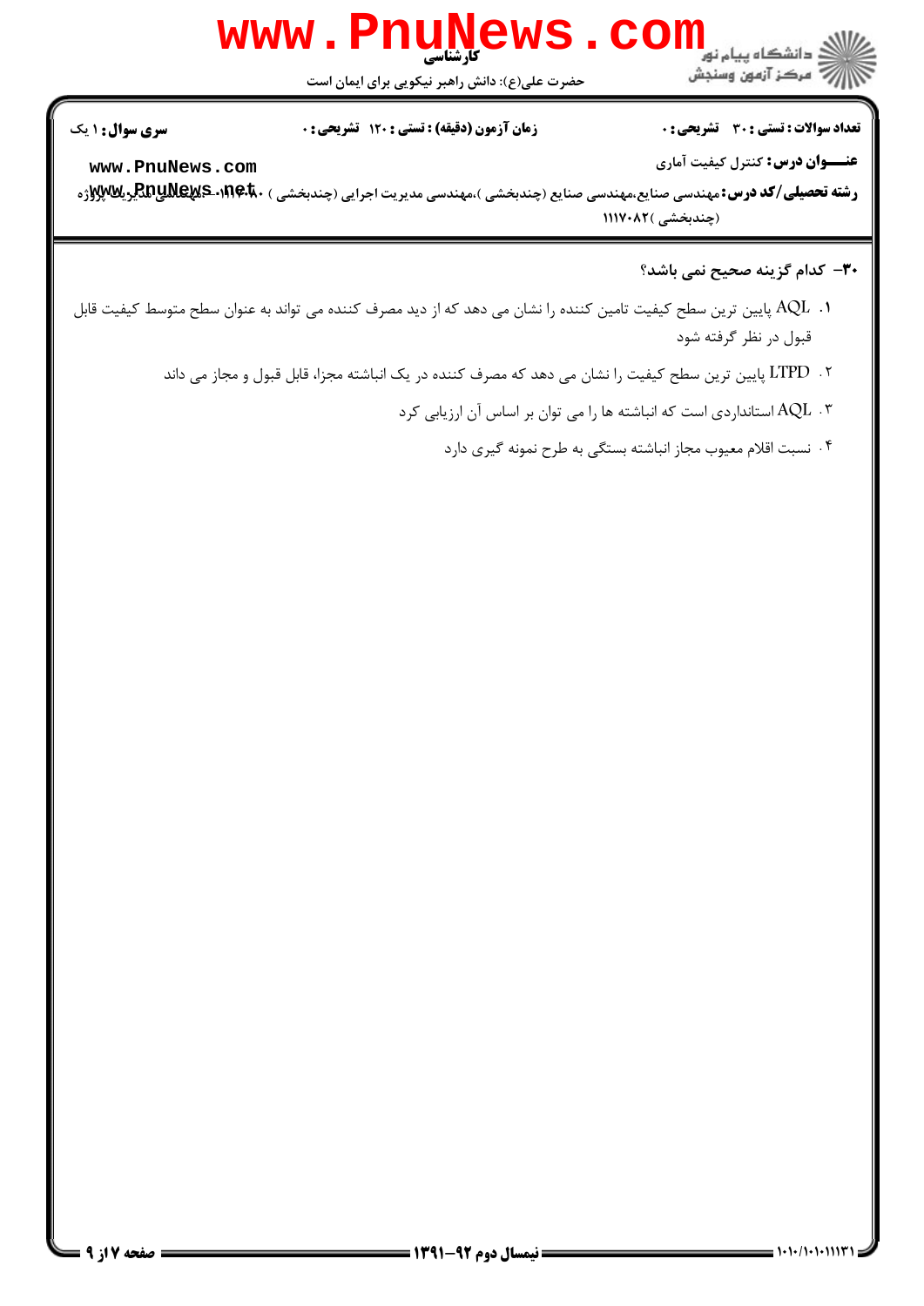**۳۰- کدام گزینه صحیح نمی باشد؟**

۱. AQL پایین ترین سطح کیفیت تامین کننده را نشان می دهد که از دید مصرف کننده می تواند به عنوان سطح متوسط کیفیت قابل قبول در نظر گرفته شود

۲. LTPD پایین ترین سطح کیفیت را نشان می دهد که مصرف کننده در یک انباشته مجزا، قابل قبول و مجاز می داند

۳. AQL استانداردی است که انباشته ها را می توان بر اساس آن ارزیابی کرد

۴. نسبت اقلام معیوب مجاز انباشته بستگی به طرح نمونه گیری دارد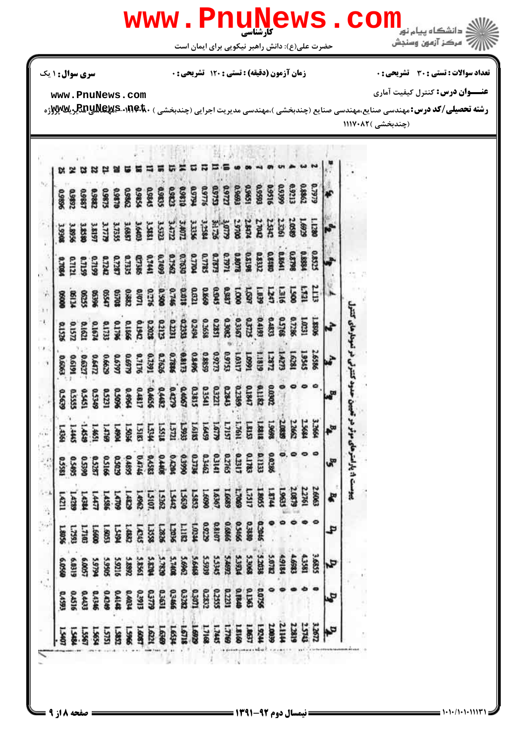**کارشناسی**

حضرت علی(ع): دانش راهبر نیکویی برای ایمان است

**تعداد سوالات : تستی : ۳۰ تشریحی : ۰** | **زمان آزمون (دقیقه) : تستی : ۱۲۰ تشریحی : ۰** | **سری سوال : ۱ یک**

**عنـــوان درس :** کنترل کیفیت آماری

**رشته تحصیلی/کد درس :** مهندسی صنایع،مهندسی صنایع (چندبخشی )،مهندسی مدیریت اجرایی (چندبخشی ) ۱۱۲۲۰۸۰ - ،مهندسی مدیریت پروژه (چندبخشی )۱۱۱۷۰۸۲

### پیوست ۸: پارامترهای موثر در تعیین حدود کنترلی در نمودارهای کنترل

| n | $c_4$ | $d_2$ | $d_3$ | $A$ | $A_2$ | $A_3$ | $B_3$ | $B_4$ | $B_5$ | $B_6$ | $D_1$ | $D_2$ | $D_3$ | $D_4$ |
|---|---|---|---|---|---|---|---|---|---|---|---|---|---|---|
| 2 | 0.7979 | 1.1280 | 0.8525 | 2.121 | 1.8806 | 2.6586 | 0 | 3.2665 | 0 | 2.6063 | 0 | 3.6855 | 0 | 3.2672 |
| 3 | 0.8862 | 1.6929 | 0.8884 | 1.732 | 1.0231 | 1.9545 | 0 | 2.5684 | 0 | 2.2761 | 0 | 4.3581 | 0 | 2.5743 |
| 4 | 0.9213 | 2.0589 | 0.8798 | 1.500 | 0.7286 | 1.6281 | 0 | 2.2662 | 0 | 2.0879 | 0 | 4.6983 | 0 | 2.2819 |
| 5 | 0.9399 | 2.3261 | 0.8641 | 1.342 | 0.5768 | 1.4273 | 0 | 2.0889 | 0 | 1.9633 | 0 | 4.9184 | 0 | 2.1144 |
| 6 | 0.9516 | 2.5342 | 0.8480 | 1.225 | 0.4833 | 1.2872 | 0.0302 | 1.9698 | 0.0286 | 1.8744 | 0 | 5.0782 | 0 | 2.0039 |
| 7 | 0.9593 | 2.7042 | 0.8332 | 1.134 | 0.4193 | 1.1819 | 0.1182 | 1.8818 | 0.1133 | 1.8055 | 0.2046 | 5.2038 | 0.0756 | 1.9244 |
| 8 | 0.9651 | 2.8474 | 0.8198 | 1.061 | 0.3725 | 1.0991 | 0.1847 | 1.8153 | 0.1785 | 1.7517 | 0.3880 | 5.3068 | 0.1363 | 1.8637 |
| 9 | 0.9693 | 2.9700 | 0.8078 | 1.000 | 0.3367 | 1.0317 | 0.2389 | 1.7611 | 0.2317 | 1.7069 | 0.5466 | 5.3934 | 0.1840 | 1.8160 |
| 10 | 0.9727 | 3.0779 | 0.7971 | 0.949 | 0.3082 | 0.9753 | 0.2843 | 1.7157 | 0.2765 | 1.6689 | 0.6866 | 5.4692 | 0.2231 | 1.7769 |
| 11 | 0.9754 | 3.1726 | 0.7873 | 0.905 | 0.2851 | 0.9273 | 0.3221 | 1.6779 | 0.3141 | 1.6367 | 0.8107 | 5.5345 | 0.2555 | 1.7445 |
| 12 | 0.9776 | 3.2584 | 0.7785 | 0.866 | 0.2658 | 0.8859 | 0.3541 | 1.6459 | 0.3462 | 1.6090 | 0.9229 | 5.5939 | 0.2832 | 1.7168 |
| 13 | 0.9794 | 3.3356 | 0.7704 | 0.832 | 0.2494 | 0.8496 | 0.3815 | 1.6185 | 0.3736 | 1.5853 | 1.0244 | 5.6468 | 0.3071 | 1.6929 |
| 14 | 0.9810 | 3.4071 | 0.7630 | 0.802 | 0.2353 | 0.8173 | 0.4067 | 1.5933 | 0.3990 | 1.5639 | 1.1182 | 5.6960 | 0.3282 | 1.6718 |
| 15 | 0.9823 | 3.4722 | 0.7562 | 0.775 | 0.2231 | 0.7886 | 0.4279 | 1.5721 | 0.4204 | 1.5442 | 1.2036 | 5.7408 | 0.3466 | 1.6534 |
| 16 | 0.9835 | 3.5323 | 0.7499 | 0.750 | 0.2123 | 0.7626 | 0.4482 | 1.5518 | 0.4408 | 1.5262 | 1.2826 | 5.7820 | 0.3631 | 1.6369 |
| 17 | 0.9845 | 3.5881 | 0.7441 | 0.728 | 0.2028 | 0.7391 | 0.4656 | 1.5344 | 0.4583 | 1.5107 | 1.3558 | 5.8204 | 0.3779 | 1.6221 |
| 18 | 0.9854 | 3.6403 | 0.7386 | 0.707 | 0.1942 | 0.7176 | 0.4817 | 1.5183 | 0.4746 | 1.4962 | 1.4245 | 5.8561 | 0.3913 | 1.6087 |
| 19 | 0.9862 | 3.6887 | 0.7335 | 0.688 | 0.1866 | 0.6979 | 0.4964 | 1.5036 | 0.4895 | 1.4829 | 1.4882 | 5.8892 | 0.4034 | 1.5966 |
| 20 | 0.9870 | 3.7355 | 0.7287 | 0.671 | 0.1796 | 0.6797 | 0.5096 | 1.4904 | 0.5029 | 1.4709 | 1.5494 | 5.9216 | 0.4148 | 1.5852 |
| 21 | 0.9876 | 3.7779 | 0.7242 | 0.655 | 0.1733 | 0.6629 | 0.5231 | 1.4769 | 0.5166 | 1.4586 | 1.6053 | 5.9505 | 0.4249 | 1.5751 |
| 22 | 0.9882 | 3.8197 | 0.7199 | 0.640 | 0.1674 | 0.6472 | 0.5349 | 1.4651 | 0.5287 | 1.4477 | 1.6600 | 5.9794 | 0.4346 | 1.5654 |
| 23 | 0.9887 | 3.8580 | 0.7159 | 0.626 | 0.1621 | 0.6327 | 0.5455 | 1.4545 | 0.5390 | 1.4384 | 1.7103 | 6.0057 | 0.4433 | 1.5567 |
| 24 | 0.9892 | 3.8956 | 0.7121 | 0.612 | 0.1572 | 0.6191 | 0.5555 | 1.4445 | 0.5495 | 1.4289 | 1.7593 | 6.0319 | 0.4516 | 1.5484 |
| 25 | 0.9896 | 3.9308 | 0.7084 | 0.600 | 0.1526 | 0.6063 | 0.5639 | 1.4361 | 0.5581 | 1.4211 | 1.8056 | 6.0560 | 0.4593 | 1.5407 |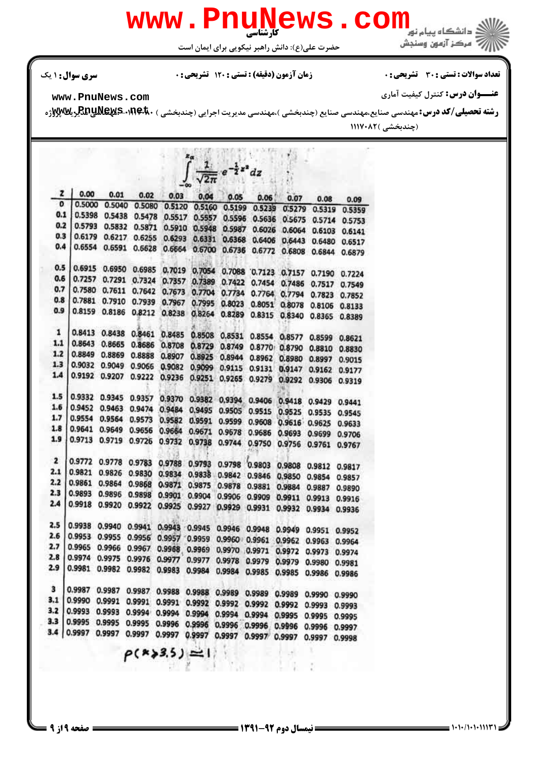$$\int_{-\infty}^{z_\alpha} \frac{1}{\sqrt{2\pi}} e^{-\frac{1}{2}z^2} dz$$

| z | 0.00 | 0.01 | 0.02 | 0.03 | 0.04 | 0.05 | 0.06 | 0.07 | 0.08 | 0.09 |
|---|---|---|---|---|---|---|---|---|---|---|
| 0 | 0.5000 | 0.5040 | 0.5080 | 0.5120 | 0.5160 | 0.5199 | 0.5239 | 0.5279 | 0.5319 | 0.5359 |
| 0.1 | 0.5398 | 0.5438 | 0.5478 | 0.5517 | 0.5557 | 0.5596 | 0.5636 | 0.5675 | 0.5714 | 0.5753 |
| 0.2 | 0.5793 | 0.5832 | 0.5871 | 0.5910 | 0.5948 | 0.5987 | 0.6026 | 0.6064 | 0.6103 | 0.6141 |
| 0.3 | 0.6179 | 0.6217 | 0.6255 | 0.6293 | 0.6331 | 0.6368 | 0.6406 | 0.6443 | 0.6480 | 0.6517 |
| 0.4 | 0.6554 | 0.6591 | 0.6628 | 0.6664 | 0.6700 | 0.6736 | 0.6772 | 0.6808 | 0.6844 | 0.6879 |
| 0.5 | 0.6915 | 0.6950 | 0.6985 | 0.7019 | 0.7054 | 0.7088 | 0.7123 | 0.7157 | 0.7190 | 0.7224 |
| 0.6 | 0.7257 | 0.7291 | 0.7324 | 0.7357 | 0.7389 | 0.7422 | 0.7454 | 0.7486 | 0.7517 | 0.7549 |
| 0.7 | 0.7580 | 0.7611 | 0.7642 | 0.7673 | 0.7704 | 0.7734 | 0.7764 | 0.7794 | 0.7823 | 0.7852 |
| 0.8 | 0.7881 | 0.7910 | 0.7939 | 0.7967 | 0.7995 | 0.8023 | 0.8051 | 0.8078 | 0.8106 | 0.8133 |
| 0.9 | 0.8159 | 0.8186 | 0.8212 | 0.8238 | 0.8264 | 0.8289 | 0.8315 | 0.8340 | 0.8365 | 0.8389 |
| 1 | 0.8413 | 0.8438 | 0.8461 | 0.8485 | 0.8508 | 0.8531 | 0.8554 | 0.8577 | 0.8599 | 0.8621 |
| 1.1 | 0.8643 | 0.8665 | 0.8686 | 0.8708 | 0.8729 | 0.8749 | 0.8770 | 0.8790 | 0.8810 | 0.8830 |
| 1.2 | 0.8849 | 0.8869 | 0.8888 | 0.8907 | 0.8925 | 0.8944 | 0.8962 | 0.8980 | 0.8997 | 0.9015 |
| 1.3 | 0.9032 | 0.9049 | 0.9066 | 0.9082 | 0.9099 | 0.9115 | 0.9131 | 0.9147 | 0.9162 | 0.9177 |
| 1.4 | 0.9192 | 0.9207 | 0.9222 | 0.9236 | 0.9251 | 0.9265 | 0.9279 | 0.9292 | 0.9306 | 0.9319 |
| 1.5 | 0.9332 | 0.9345 | 0.9357 | 0.9370 | 0.9382 | 0.9394 | 0.9406 | 0.9418 | 0.9429 | 0.9441 |
| 1.6 | 0.9452 | 0.9463 | 0.9474 | 0.9484 | 0.9495 | 0.9505 | 0.9515 | 0.9525 | 0.9535 | 0.9545 |
| 1.7 | 0.9554 | 0.9564 | 0.9573 | 0.9582 | 0.9591 | 0.9599 | 0.9608 | 0.9616 | 0.9625 | 0.9633 |
| 1.8 | 0.9641 | 0.9649 | 0.9656 | 0.9664 | 0.9671 | 0.9678 | 0.9686 | 0.9693 | 0.9699 | 0.9706 |
| 1.9 | 0.9713 | 0.9719 | 0.9726 | 0.9732 | 0.9738 | 0.9744 | 0.9750 | 0.9756 | 0.9761 | 0.9767 |
| 2 | 0.9772 | 0.9778 | 0.9783 | 0.9788 | 0.9793 | 0.9798 | 0.9803 | 0.9808 | 0.9812 | 0.9817 |
| 2.1 | 0.9821 | 0.9826 | 0.9830 | 0.9834 | 0.9838 | 0.9842 | 0.9846 | 0.9850 | 0.9854 | 0.9857 |
| 2.2 | 0.9861 | 0.9864 | 0.9868 | 0.9871 | 0.9875 | 0.9878 | 0.9881 | 0.9884 | 0.9887 | 0.9890 |
| 2.3 | 0.9893 | 0.9896 | 0.9898 | 0.9901 | 0.9904 | 0.9906 | 0.9909 | 0.9911 | 0.9913 | 0.9916 |
| 2.4 | 0.9918 | 0.9920 | 0.9922 | 0.9925 | 0.9927 | 0.9929 | 0.9931 | 0.9932 | 0.9934 | 0.9936 |
| 2.5 | 0.9938 | 0.9940 | 0.9941 | 0.9943 | 0.9945 | 0.9946 | 0.9948 | 0.9949 | 0.9951 | 0.9952 |
| 2.6 | 0.9953 | 0.9955 | 0.9956 | 0.9957 | 0.9959 | 0.9960 | 0.9961 | 0.9962 | 0.9963 | 0.9964 |
| 2.7 | 0.9965 | 0.9966 | 0.9967 | 0.9968 | 0.9969 | 0.9970 | 0.9971 | 0.9972 | 0.9973 | 0.9974 |
| 2.8 | 0.9974 | 0.9975 | 0.9976 | 0.9977 | 0.9977 | 0.9978 | 0.9979 | 0.9979 | 0.9980 | 0.9981 |
| 2.9 | 0.9981 | 0.9982 | 0.9982 | 0.9983 | 0.9984 | 0.9984 | 0.9985 | 0.9985 | 0.9986 | 0.9986 |
| 3 | 0.9987 | 0.9987 | 0.9987 | 0.9988 | 0.9988 | 0.9989 | 0.9989 | 0.9989 | 0.9990 | 0.9990 |
| 3.1 | 0.9990 | 0.9991 | 0.9991 | 0.9991 | 0.9992 | 0.9992 | 0.9992 | 0.9992 | 0.9993 | 0.9993 |
| 3.2 | 0.9993 | 0.9993 | 0.9994 | 0.9994 | 0.9994 | 0.9994 | 0.9994 | 0.9995 | 0.9995 | 0.9995 |
| 3.3 | 0.9995 | 0.9995 | 0.9995 | 0.9996 | 0.9996 | 0.9996 | 0.9996 | 0.9996 | 0.9996 | 0.9997 |
| 3.4 | 0.9997 | 0.9997 | 0.9997 | 0.9997 | 0.9997 | 0.9997 | 0.9997 | 0.9997 | 0.9997 | 0.9998 |

$P(x \geq 3.5) \simeq 1$